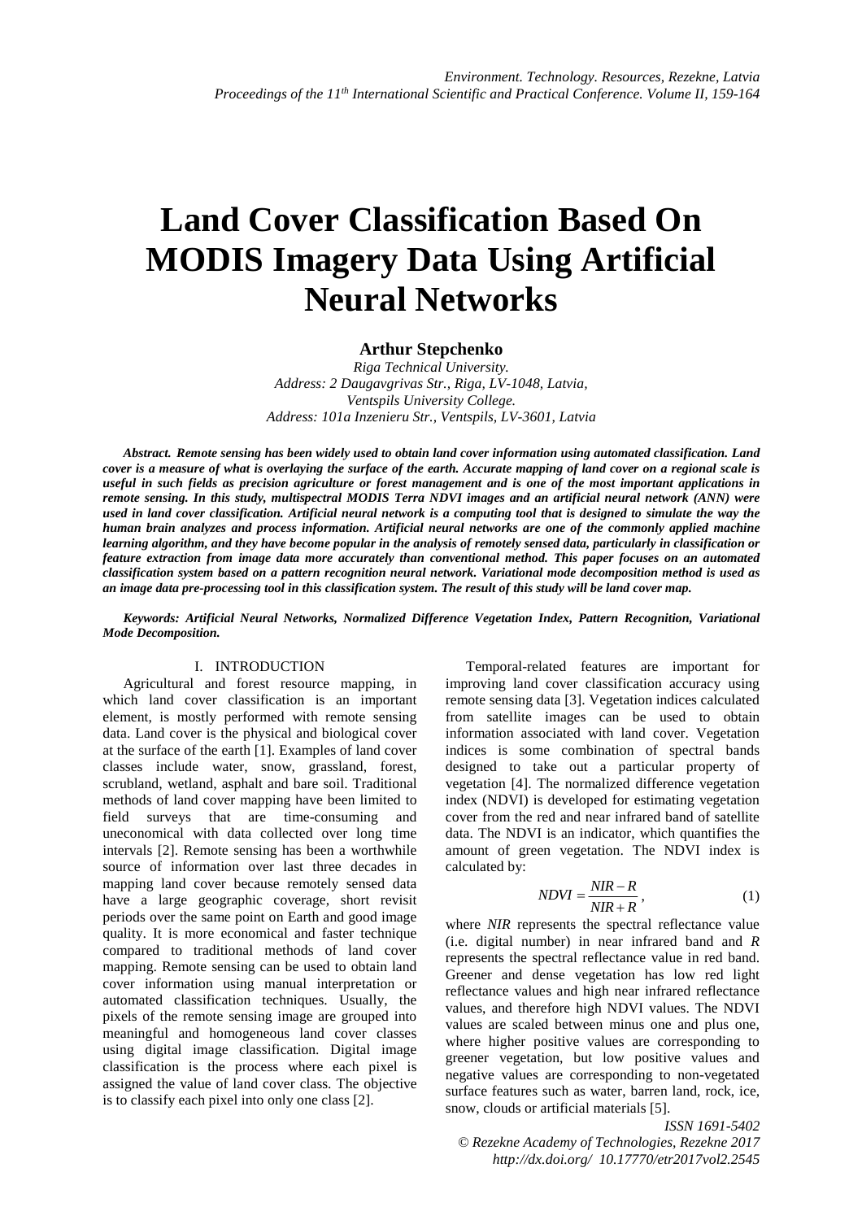# Land Cover Classification Based On MODIS Imagery Data Using Artificial Neural Networks

**Arthur Stepchenko**

*Riga Technical University.*
*Address: 2 Daugavgrivas Str., Riga, LV-1048, Latvia,*
*Ventspils University College.*
*Address: 101a Inzenieru Str., Ventspils, LV-3601, Latvia*

***Abstract.** Remote sensing has been widely used to obtain land cover information using automated classification. Land cover is a measure of what is overlaying the surface of the earth. Accurate mapping of land cover on a regional scale is useful in such fields as precision agriculture or forest management and is one of the most important applications in remote sensing. In this study, multispectral MODIS Terra NDVI images and an artificial neural network (ANN) were used in land cover classification. Artificial neural network is a computing tool that is designed to simulate the way the human brain analyzes and process information. Artificial neural networks are one of the commonly applied machine learning algorithm, and they have become popular in the analysis of remotely sensed data, particularly in classification or feature extraction from image data more accurately than conventional method. This paper focuses on an automated classification system based on a pattern recognition neural network. Variational mode decomposition method is used as an image data pre-processing tool in this classification system. The result of this study will be land cover map.*

***Keywords:** Artificial Neural Networks, Normalized Difference Vegetation Index, Pattern Recognition, Variational Mode Decomposition.*

## I. INTRODUCTION

Agricultural and forest resource mapping, in which land cover classification is an important element, is mostly performed with remote sensing data. Land cover is the physical and biological cover at the surface of the earth [1]. Examples of land cover classes include water, snow, grassland, forest, scrubland, wetland, asphalt and bare soil. Traditional methods of land cover mapping have been limited to field surveys that are time-consuming and uneconomical with data collected over long time intervals [2]. Remote sensing has been a worthwhile source of information over last three decades in mapping land cover because remotely sensed data have a large geographic coverage, short revisit periods over the same point on Earth and good image quality. It is more economical and faster technique compared to traditional methods of land cover mapping. Remote sensing can be used to obtain land cover information using manual interpretation or automated classification techniques. Usually, the pixels of the remote sensing image are grouped into meaningful and homogeneous land cover classes using digital image classification. Digital image classification is the process where each pixel is assigned the value of land cover class. The objective is to classify each pixel into only one class [2].

Temporal-related features are important for improving land cover classification accuracy using remote sensing data [3]. Vegetation indices calculated from satellite images can be used to obtain information associated with land cover. Vegetation indices is some combination of spectral bands designed to take out a particular property of vegetation [4]. The normalized difference vegetation index (NDVI) is developed for estimating vegetation cover from the red and near infrared band of satellite data. The NDVI is an indicator, which quantifies the amount of green vegetation. The NDVI index is calculated by:

$$NDVI = \frac{NIR - R}{NIR + R}, \quad (1)$$

where *NIR* represents the spectral reflectance value (i.e. digital number) in near infrared band and *R* represents the spectral reflectance value in red band. Greener and dense vegetation has low red light reflectance values and high near infrared reflectance values, and therefore high NDVI values. The NDVI values are scaled between minus one and plus one, where higher positive values are corresponding to greener vegetation, but low positive values and negative values are corresponding to non-vegetated surface features such as water, barren land, rock, ice, snow, clouds or artificial materials [5].

*ISSN 1691-5402*
*© Rezekne Academy of Technologies, Rezekne 2017*
*http://dx.doi.org/ 10.17770/etr2017vol2.2545*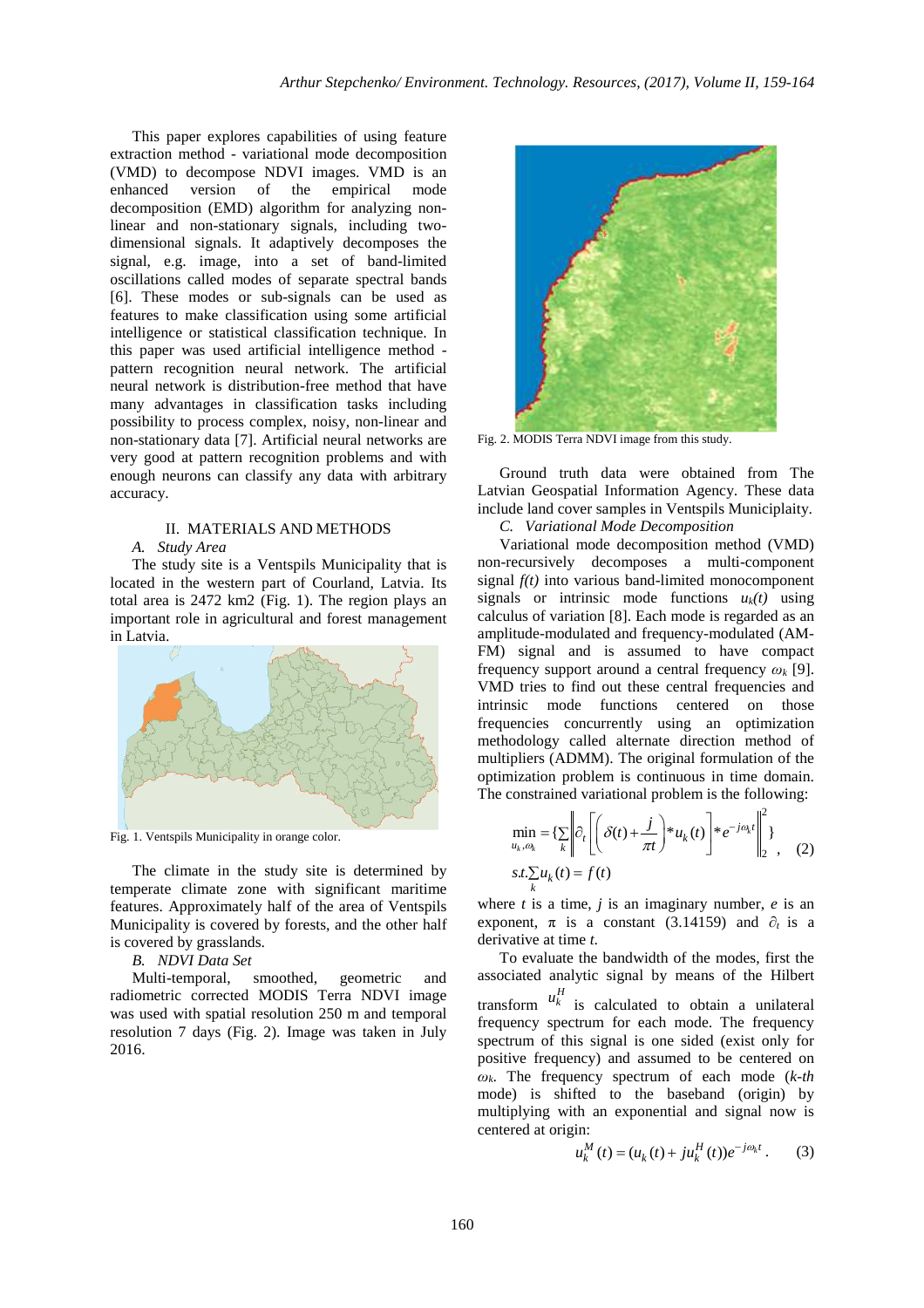This paper explores capabilities of using feature extraction method - variational mode decomposition (VMD) to decompose NDVI images. VMD is an enhanced version of the empirical mode decomposition (EMD) algorithm for analyzing non-linear and non-stationary signals, including two-dimensional signals. It adaptively decomposes the signal, e.g. image, into a set of band-limited oscillations called modes of separate spectral bands [6]. These modes or sub-signals can be used as features to make classification using some artificial intelligence or statistical classification technique. In this paper was used artificial intelligence method - pattern recognition neural network. The artificial neural network is distribution-free method that have many advantages in classification tasks including possibility to process complex, noisy, non-linear and non-stationary data [7]. Artificial neural networks are very good at pattern recognition problems and with enough neurons can classify any data with arbitrary accuracy.

## II. MATERIALS AND METHODS

### A. *Study Area*

The study site is a Ventspils Municipality that is located in the western part of Courland, Latvia. Its total area is 2472 km2 (Fig. 1). The region plays an important role in agricultural and forest management in Latvia.

Fig. 1. Ventspils Municipality in orange color.

The climate in the study site is determined by temperate climate zone with significant maritime features. Approximately half of the area of Ventspils Municipality is covered by forests, and the other half is covered by grasslands.

### B. *NDVI Data Set*

Multi-temporal, smoothed, geometric and radiometric corrected MODIS Terra NDVI image was used with spatial resolution 250 m and temporal resolution 7 days (Fig. 2). Image was taken in July 2016.

Fig. 2. MODIS Terra NDVI image from this study.

Ground truth data were obtained from The Latvian Geospatial Information Agency. These data include land cover samples in Ventspils Municipality.

### C. *Variational Mode Decomposition*

Variational mode decomposition method (VMD) non-recursively decomposes a multi-component signal *f(t)* into various band-limited monocomponent signals or intrinsic mode functions $u_k(t)$ using calculus of variation [8]. Each mode is regarded as an amplitude-modulated and frequency-modulated (AM-FM) signal and is assumed to have compact frequency support around a central frequency $\omega_k$ [9]. VMD tries to find out these central frequencies and intrinsic mode functions centered on those frequencies concurrently using an optimization methodology called alternate direction method of multipliers (ADMM). The original formulation of the optimization problem is continuous in time domain. The constrained variational problem is the following:

$$\min_{u_k,\omega_k} = \{\sum_k \left\| \partial_t \left[ \left( \delta(t) + \frac{j}{\pi t} \right) * u_k(t) \right] * e^{-j\omega_k t} \right\|_2^2 \}, \quad (2)$$
$$s.t. \sum_k u_k(t) = f(t)$$

where *t* is a time, *j* is an imaginary number, *e* is an exponent, $\pi$ is a constant (3.14159) and $\partial_t$ is a derivative at time *t*.

To evaluate the bandwidth of the modes, first the associated analytic signal by means of the Hilbert transform $u_k^H$ is calculated to obtain a unilateral frequency spectrum for each mode. The frequency spectrum of this signal is one sided (exist only for positive frequency) and assumed to be centered on $\omega_k$. The frequency spectrum of each mode (*k-th* mode) is shifted to the baseband (origin) by multiplying with an exponential and signal now is centered at origin:

$$u_k^M(t) = (u_k(t) + ju_k^H(t))e^{-j\omega_k t}. \quad (3)$$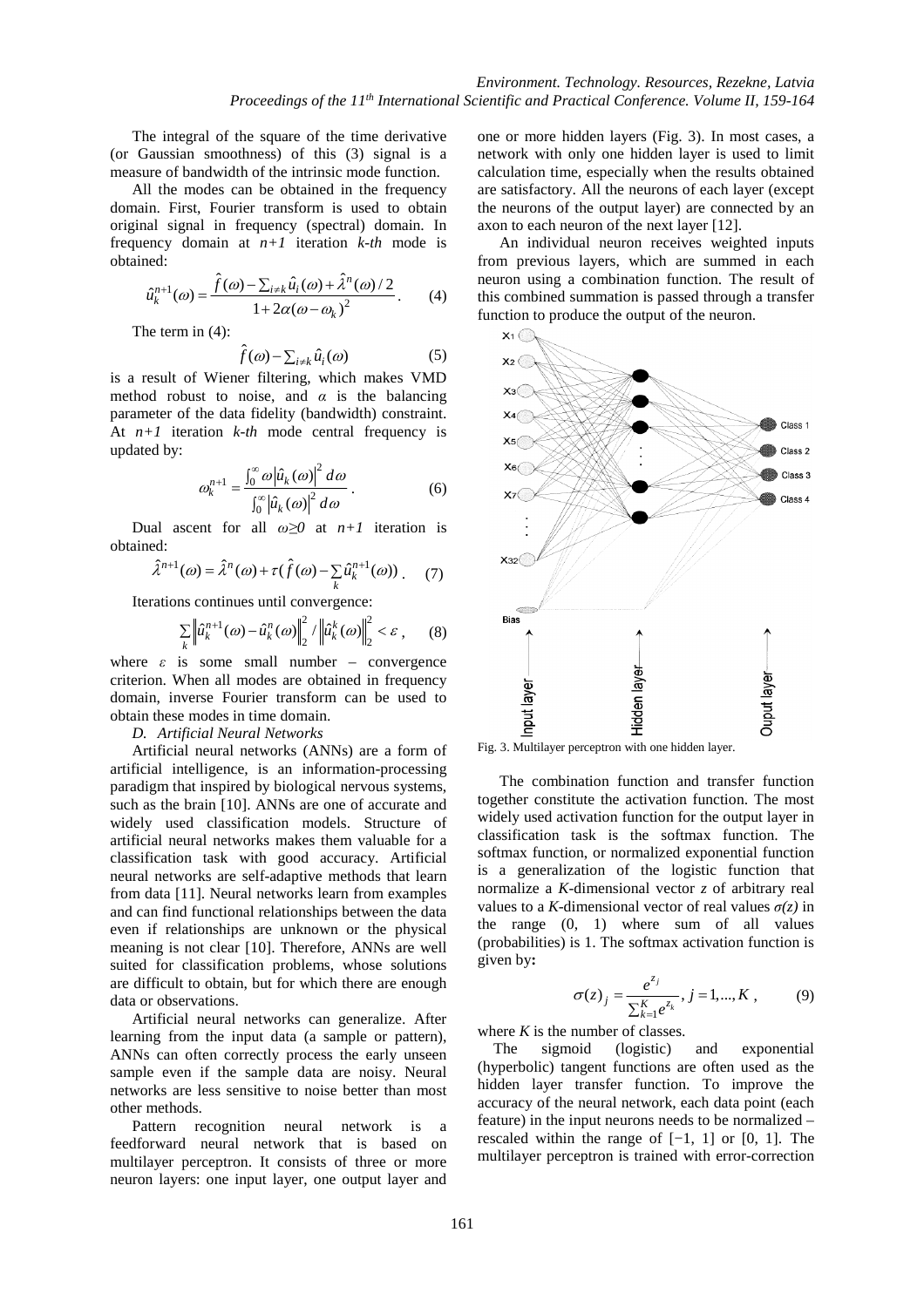The integral of the square of the time derivative (or Gaussian smoothness) of this (3) signal is a measure of bandwidth of the intrinsic mode function.

All the modes can be obtained in the frequency domain. First, Fourier transform is used to obtain original signal in frequency (spectral) domain. In frequency domain at $n+1$ iteration $k$-$th$ mode is obtained:

$$\hat{u}_k^{n+1}(\omega) = \frac{\hat{f}(\omega) - \sum_{i \neq k} \hat{u}_i(\omega) + \hat{\lambda}^n(\omega)/2}{1 + 2\alpha(\omega - \omega_k)^2}. \qquad (4)$$

The term in (4):

$$\hat{f}(\omega) - \sum_{i \neq k} \hat{u}_i(\omega) \qquad (5)$$

is a result of Wiener filtering, which makes VMD method robust to noise, and $\alpha$ is the balancing parameter of the data fidelity (bandwidth) constraint. At $n+1$ iteration $k$-$th$ mode central frequency is updated by:

$$\omega_k^{n+1} = \frac{\int_0^\infty \omega |\hat{u}_k(\omega)|^2 d\omega}{\int_0^\infty |\hat{u}_k(\omega)|^2 d\omega}. \qquad (6)$$

Dual ascent for all $\omega \geq 0$ at $n+1$ iteration is obtained:

$$\hat{\lambda}^{n+1}(\omega) = \hat{\lambda}^n(\omega) + \tau(\hat{f}(\omega) - \sum_k \hat{u}_k^{n+1}(\omega)). \qquad (7)$$

Iterations continues until convergence:

$$\sum_k \left\| \hat{u}_k^{n+1}(\omega) - \hat{u}_k^n(\omega) \right\|_2^2 / \left\| \hat{u}_k^k(\omega) \right\|_2^2 < \varepsilon, \qquad (8)$$

where $\varepsilon$ is some small number – convergence criterion. When all modes are obtained in frequency domain, inverse Fourier transform can be used to obtain these modes in time domain.

### D. Artificial Neural Networks

Artificial neural networks (ANNs) are a form of artificial intelligence, is an information-processing paradigm that inspired by biological nervous systems, such as the brain [10]. ANNs are one of accurate and widely used classification models. Structure of artificial neural networks makes them valuable for a classification task with good accuracy. Artificial neural networks are self-adaptive methods that learn from data [11]. Neural networks learn from examples and can find functional relationships between the data even if relationships are unknown or the physical meaning is not clear [10]. Therefore, ANNs are well suited for classification problems, whose solutions are difficult to obtain, but for which there are enough data or observations.

Artificial neural networks can generalize. After learning from the input data (a sample or pattern), ANNs can often correctly process the early unseen sample even if the sample data are noisy. Neural networks are less sensitive to noise better than most other methods.

Pattern recognition neural network is a feedforward neural network that is based on multilayer perceptron. It consists of three or more neuron layers: one input layer, one output layer and one or more hidden layers (Fig. 3). In most cases, a network with only one hidden layer is used to limit calculation time, especially when the results obtained are satisfactory. All the neurons of each layer (except the neurons of the output layer) are connected by an axon to each neuron of the next layer [12].

An individual neuron receives weighted inputs from previous layers, which are summed in each neuron using a combination function. The result of this combined summation is passed through a transfer function to produce the output of the neuron.

Fig. 3. Multilayer perceptron with one hidden layer.

The combination function and transfer function together constitute the activation function. The most widely used activation function for the output layer in classification task is the softmax function. The softmax function, or normalized exponential function is a generalization of the logistic function that normalize a $K$-dimensional vector $z$ of arbitrary real values to a $K$-dimensional vector of real values $\sigma(z)$ in the range (0, 1) where sum of all values (probabilities) is 1. The softmax activation function is given by:

$$\sigma(z)_j = \frac{e^{z_j}}{\sum_{k=1}^K e^{z_k}}, j = 1, ..., K, \qquad (9)$$

where $K$ is the number of classes.

The sigmoid (logistic) and exponential (hyperbolic) tangent functions are often used as the hidden layer transfer function. To improve the accuracy of the neural network, each data point (each feature) in the input neurons needs to be normalized – rescaled within the range of [−1, 1] or [0, 1]. The multilayer perceptron is trained with error-correction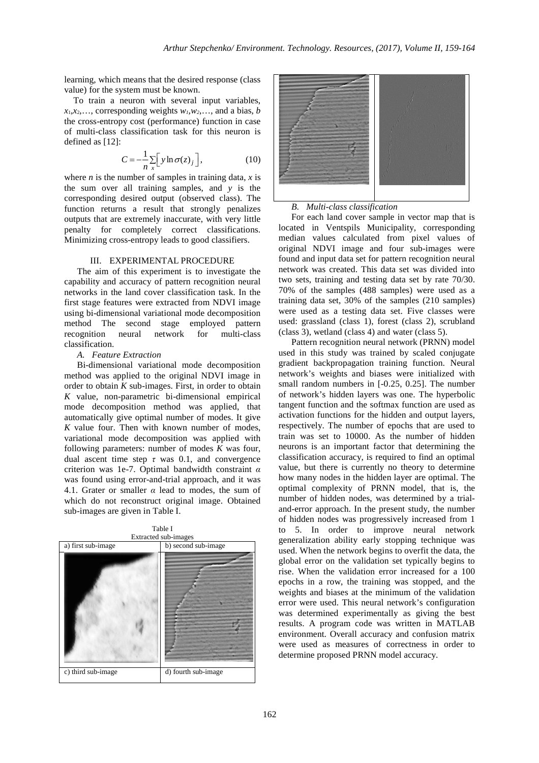learning, which means that the desired response (class value) for the system must be known.

To train a neuron with several input variables, $x_1, x_2, \ldots$, corresponding weights $w_1, w_2, \ldots$, and a bias, $b$ the cross-entropy cost (performance) function in case of multi-class classification task for this neuron is defined as [12]:

$$C = -\frac{1}{n}\sum_{x}\left[ y \ln \sigma(z)_j \right], \tag{10}$$

where $n$ is the number of samples in training data, $x$ is the sum over all training samples, and $y$ is the corresponding desired output (observed class). The function returns a result that strongly penalizes outputs that are extremely inaccurate, with very little penalty for completely correct classifications. Minimizing cross-entropy leads to good classifiers.

## III. EXPERIMENTAL PROCEDURE

The aim of this experiment is to investigate the capability and accuracy of pattern recognition neural networks in the land cover classification task. In the first stage features were extracted from NDVI image using bi-dimensional variational mode decomposition method The second stage employed pattern recognition neural network for multi-class classification.

### *A. Feature Extraction*

Bi-dimensional variational mode decomposition method was applied to the original NDVI image in order to obtain $K$ sub-images. First, in order to obtain $K$ value, non-parametric bi-dimensional empirical mode decomposition method was applied, that automatically give optimal number of modes. It give $K$ value four. Then with known number of modes, variational mode decomposition was applied with following parameters: number of modes $K$ was four, dual ascent time step $\tau$ was 0.1, and convergence criterion was 1e-7. Optimal bandwidth constraint $\alpha$ was found using error-and-trial approach, and it was 4.1. Grater or smaller $\alpha$ lead to modes, the sum of which do not reconstruct original image. Obtained sub-images are given in Table I.

Table I
Extracted sub-images

| a) first sub-image | b) second sub-image |
|---|---|
| | |
| c) third sub-image | d) fourth sub-image |
| | |

### *B. Multi-class classification*

For each land cover sample in vector map that is located in Ventspils Municipality, corresponding median values calculated from pixel values of original NDVI image and four sub-images were found and input data set for pattern recognition neural network was created. This data set was divided into two sets, training and testing data set by rate 70/30. 70% of the samples (488 samples) were used as a training data set, 30% of the samples (210 samples) were used as a testing data set. Five classes were used: grassland (class 1), forest (class 2), scrubland (class 3), wetland (class 4) and water (class 5).

Pattern recognition neural network (PRNN) model used in this study was trained by scaled conjugate gradient backpropagation training function. Neural network's weights and biases were initialized with small random numbers in [-0.25, 0.25]. The number of network's hidden layers was one. The hyperbolic tangent function and the softmax function are used as activation functions for the hidden and output layers, respectively. The number of epochs that are used to train was set to 10000. As the number of hidden neurons is an important factor that determining the classification accuracy, is required to find an optimal value, but there is currently no theory to determine how many nodes in the hidden layer are optimal. The optimal complexity of PRNN model, that is, the number of hidden nodes, was determined by a trial-and-error approach. In the present study, the number of hidden nodes was progressively increased from 1 to 5. In order to improve neural network generalization ability early stopping technique was used. When the network begins to overfit the data, the global error on the validation set typically begins to rise. When the validation error increased for a 100 epochs in a row, the training was stopped, and the weights and biases at the minimum of the validation error were used. This neural network's configuration was determined experimentally as giving the best results. A program code was written in MATLAB environment. Overall accuracy and confusion matrix were used as measures of correctness in order to determine proposed PRNN model accuracy.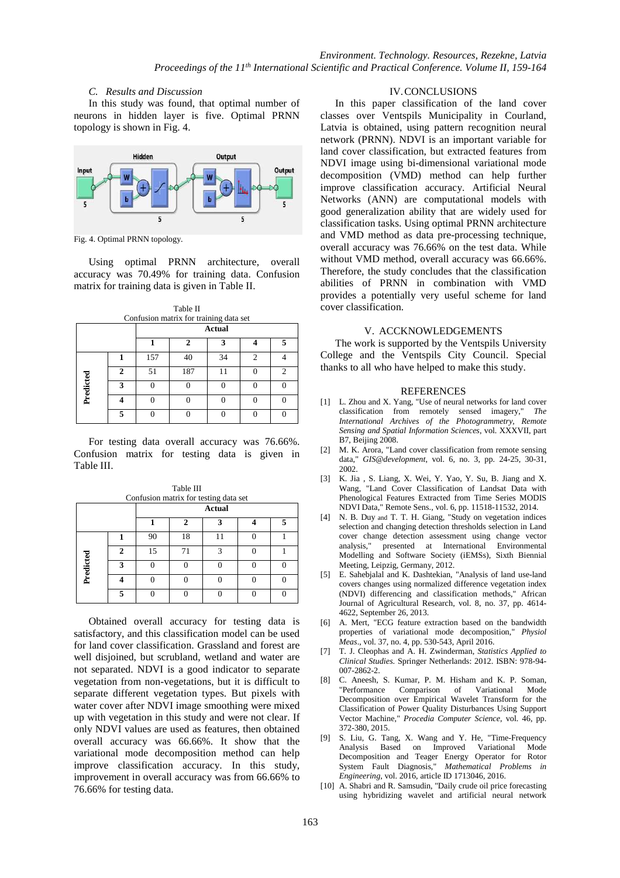### C. Results and Discussion

In this study was found, that optimal number of neurons in hidden layer is five. Optimal PRNN topology is shown in Fig. 4.

Fig. 4. Optimal PRNN topology.

Using optimal PRNN architecture, overall accuracy was 70.49% for training data. Confusion matrix for training data is given in Table II.

Table II
Confusion matrix for training data set

| | | Actual | | | | |
|---|---|---|---|---|---|---|
| | | 1 | 2 | 3 | 4 | 5 |
| Predicted | 1 | 157 | 40 | 34 | 2 | 4 |
| | 2 | 51 | 187 | 11 | 0 | 2 |
| | 3 | 0 | 0 | 0 | 0 | 0 |
| | 4 | 0 | 0 | 0 | 0 | 0 |
| | 5 | 0 | 0 | 0 | 0 | 0 |

For testing data overall accuracy was 76.66%. Confusion matrix for testing data is given in Table III.

Table III
Confusion matrix for testing data set

| | | Actual | | | | |
|---|---|---|---|---|---|---|
| | | 1 | 2 | 3 | 4 | 5 |
| Predicted | 1 | 90 | 18 | 11 | 0 | 1 |
| | 2 | 15 | 71 | 3 | 0 | 1 |
| | 3 | 0 | 0 | 0 | 0 | 0 |
| | 4 | 0 | 0 | 0 | 0 | 0 |
| | 5 | 0 | 0 | 0 | 0 | 0 |

Obtained overall accuracy for testing data is satisfactory, and this classification model can be used for land cover classification. Grassland and forest are well disjoined, but scrubland, wetland and water are not separated. NDVI is a good indicator to separate vegetation from non-vegetations, but it is difficult to separate different vegetation types. But pixels with water cover after NDVI image smoothing were mixed up with vegetation in this study and were not clear. If only NDVI values are used as features, then obtained overall accuracy was 66.66%. It show that the variational mode decomposition method can help improve classification accuracy. In this study, improvement in overall accuracy was from 66.66% to 76.66% for testing data.

## IV. CONCLUSIONS

In this paper classification of the land cover classes over Ventspils Municipality in Courland, Latvia is obtained, using pattern recognition neural network (PRNN). NDVI is an important variable for land cover classification, but extracted features from NDVI image using bi-dimensional variational mode decomposition (VMD) method can help further improve classification accuracy. Artificial Neural Networks (ANN) are computational models with good generalization ability that are widely used for classification tasks. Using optimal PRNN architecture and VMD method as data pre-processing technique, overall accuracy was 76.66% on the test data. While without VMD method, overall accuracy was 66.66%. Therefore, the study concludes that the classification abilities of PRNN in combination with VMD provides a potentially very useful scheme for land cover classification.

## V. ACCKNOWLEDGEMENTS

The work is supported by the Ventspils University College and the Ventspils City Council. Special thanks to all who have helped to make this study.

## REFERENCES

[1] L. Zhou and X. Yang, "Use of neural networks for land cover classification from remotely sensed imagery," *The International Archives of the Photogrammetry, Remote Sensing and Spatial Information Sciences*, vol. XXXVII, part B7, Beijing 2008.

[2] M. K. Arora, "Land cover classification from remote sensing data," *GIS@development*, vol. 6, no. 3, pp. 24-25, 30-31, 2002.

[3] K. Jia , S. Liang, X. Wei, Y. Yao, Y. Su, B. Jiang and X. Wang, "Land Cover Classification of Landsat Data with Phenological Features Extracted from Time Series MODIS NDVI Data," Remote Sens., vol. 6, pp. 11518-11532, 2014.

[4] N. B. Duy and T. T. H. Giang, "Study on vegetation indices selection and changing detection thresholds selection in Land cover change detection assessment using change vector analysis," presented at International Environmental Modelling and Software Society (iEMSs), Sixth Biennial Meeting, Leipzig, Germany, 2012.

[5] E. Sahebjalal and K. Dashtekian, "Analysis of land use-land covers changes using normalized difference vegetation index (NDVI) differencing and classification methods," African Journal of Agricultural Research, vol. 8, no. 37, pp. 4614-4622, September 26, 2013.

[6] A. Mert, "ECG feature extraction based on the bandwidth properties of variational mode decomposition," *Physiol Meas*., vol. 37, no. 4, pp. 530-543, April 2016.

[7] T. J. Cleophas and A. H. Zwinderman, *Statistics Applied to Clinical Studies*. Springer Netherlands: 2012. ISBN: 978-94-007-2862-2.

[8] C. Aneesh, S. Kumar, P. M. Hisham and K. P. Soman, "Performance Comparison of Variational Mode Decomposition over Empirical Wavelet Transform for the Classification of Power Quality Disturbances Using Support Vector Machine," *Procedia Computer Science*, vol. 46, pp. 372-380, 2015.

[9] S. Liu, G. Tang, X. Wang and Y. He, "Time-Frequency Analysis Based on Improved Variational Mode Decomposition and Teager Energy Operator for Rotor System Fault Diagnosis," *Mathematical Problems in Engineering*, vol. 2016, article ID 1713046, 2016.

[10] A. Shabri and R. Samsudin, "Daily crude oil price forecasting using hybridizing wavelet and artificial neural network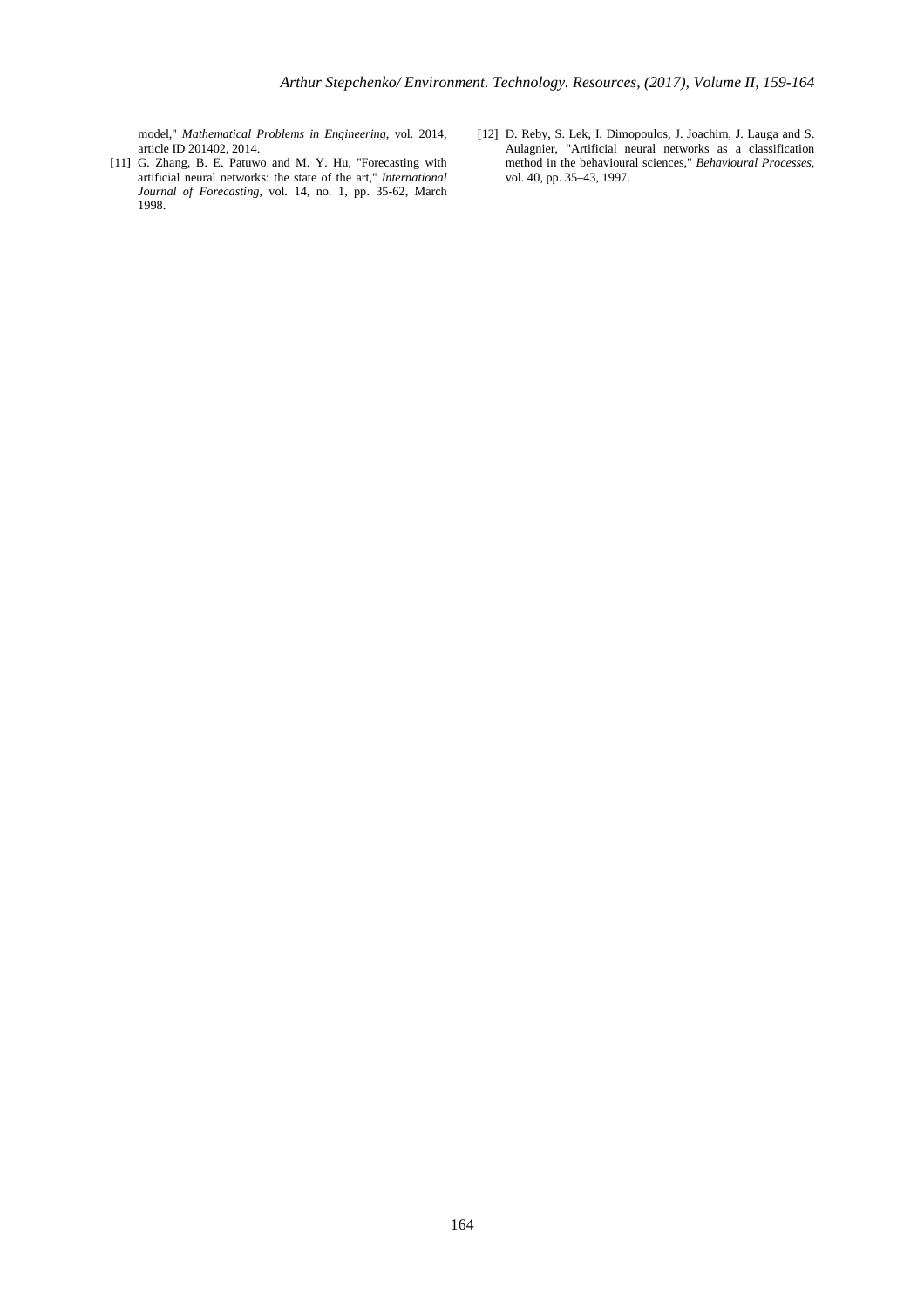model," *Mathematical Problems in Engineering,* vol. 2014, article ID 201402, 2014.

[11] G. Zhang, B. E. Patuwo and M. Y. Hu, "Forecasting with artificial neural networks: the state of the art," *International Journal of Forecasting*, vol. 14, no. 1, pp. 35-62, March 1998.

[12] D. Reby, S. Lek, I. Dimopoulos, J. Joachim, J. Lauga and S. Aulagnier, "Artificial neural networks as a classification method in the behavioural sciences," *Behavioural Processes,* vol. 40, pp. 35–43, 1997.